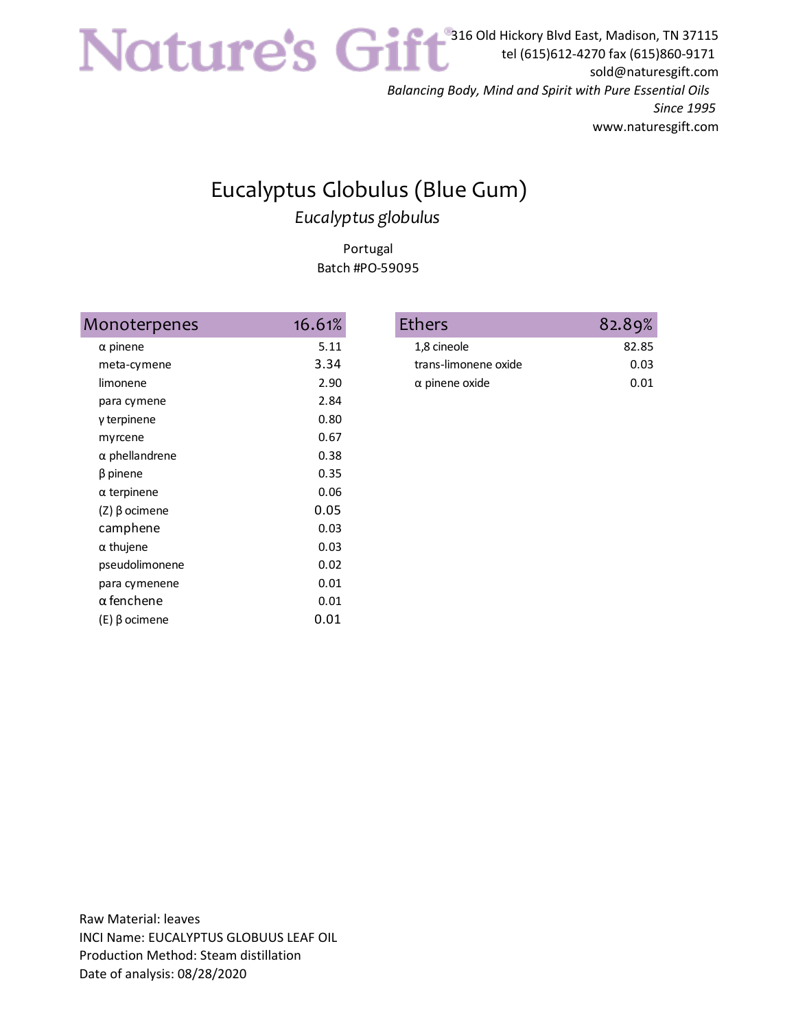# Nature's Gift®

316 Old Hickory Blvd East, Madison, TN 37115
tel (615)612-4270 fax (615)860-9171
sold@naturesgift.com
*Balancing Body, Mind and Spirit with Pure Essential Oils*
*Since 1995*
www.naturesgift.com

## Eucalyptus Globulus (Blue Gum)

*Eucalyptus globulus*

Portugal
Batch #PO-59095

| Monoterpenes | 16.61% |
|---|---|
| α pinene | 5.11 |
| meta-cymene | 3.34 |
| limonene | 2.90 |
| para cymene | 2.84 |
| γ terpinene | 0.80 |
| myrcene | 0.67 |
| α phellandrene | 0.38 |
| β pinene | 0.35 |
| α terpinene | 0.06 |
| (Z) β ocimene | 0.05 |
| camphene | 0.03 |
| α thujene | 0.03 |
| pseudolimonene | 0.02 |
| para cymenene | 0.01 |
| α fenchene | 0.01 |
| (E) β ocimene | 0.01 |

| Ethers | 82.89% |
|---|---|
| 1,8 cineole | 82.85 |
| trans-limonene oxide | 0.03 |
| α pinene oxide | 0.01 |

Raw Material: leaves
INCI Name: EUCALYPTUS GLOBUUS LEAF OIL
Production Method: Steam distillation
Date of analysis: 08/28/2020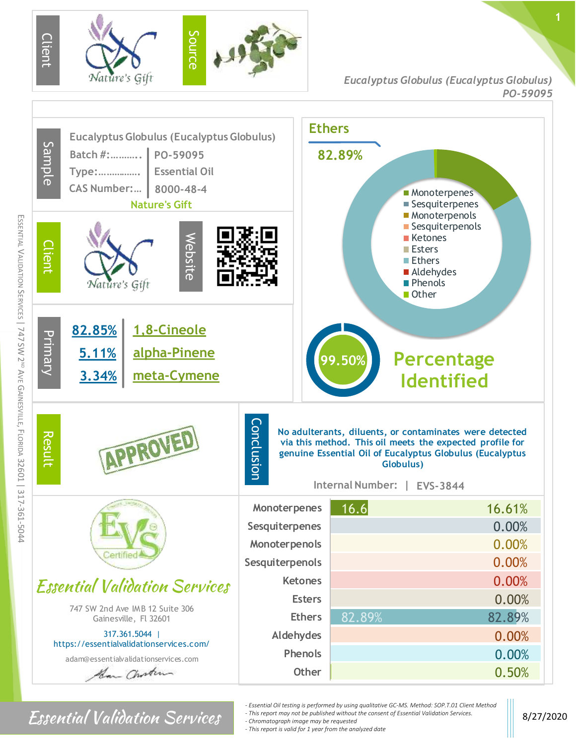Client: Nature's Gift | Source

*Eucalyptus Globulus (Eucalyptus Globulus)*
*PO-59095*

## Sample

Eucalyptus Globulus (Eucalyptus Globulus)

| | |
|---|---|
| Batch #:.......... | PO-59095 |
| Type:............... | Essential Oil |
| CAS Number:... | 8000-48-4 |

Nature's Gift

## Client

Nature's Gift | Website

## Ethers

82.89%

- Monoterpenes
- Sesquiterpenes
- Monoterpenols
- Sesquiterpenols
- Ketones
- Esters
- Ethers
- Aldehydes
- Phenols
- Other

## Primary

| | |
|---|---|
| 82.85% | 1,8-Cineole |
| 5.11% | alpha-Pinene |
| 3.34% | meta-Cymene |

99.50% **Percentage Identified**

## Result

APPROVED

## Conclusion

No adulterants, diluents, or contaminates were detected via this method. This oil meets the expected profile for genuine Essential Oil of Eucalyptus Globulus (Eucalyptus Globulus)

Internal Number: | EVS-3844

| Class | Percentage |
|---|---|
| Monoterpenes | 16.61% |
| Sesquiterpenes | 0.00% |
| Monoterpenols | 0.00% |
| Sesquiterpenols | 0.00% |
| Ketones | 0.00% |
| Esters | 0.00% |
| Ethers | 82.89% |
| Aldehydes | 0.00% |
| Phenols | 0.00% |
| Other | 0.50% |

EVS Certified

*Essential Validation Services*

747 SW 2nd Ave IMB 12 Suite 306
Gainesville, Fl 32601

317.361.5044 | https://essentialvalidationservices.com/

adam@essentialvalidationservices.com

ESSENTIAL VALIDATION SERVICES | 747 SW 2ND AVE GAINESVILLE, FLORIDA 32601 | 317-361-5044

*Essential Validation Services*

- *Essential Oil testing is performed by using qualitative GC-MS. Method: SOP.T.01 Client Method*
- *This report may not be published without the consent of Essential Validation Services.*
- *Chromatograph image may be requested*
- *This report is valid for 1 year from the analyzed date*

8/27/2020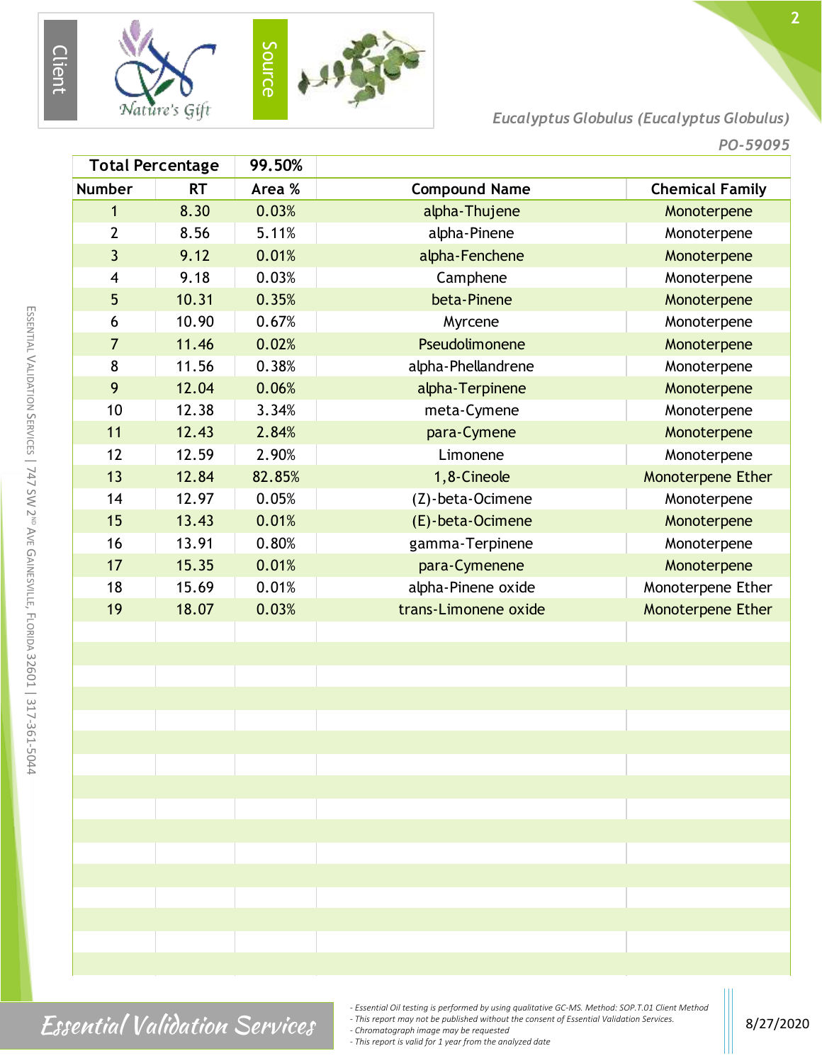Client

Nature's Gift

Source

*Eucalyptus Globulus (Eucalyptus Globulus)*

*PO-59095*

| Total Percentage | | 99.50% | | |
|---|---|---|---|---|
| Number | RT | Area % | Compound Name | Chemical Family |
| 1 | 8.30 | 0.03% | alpha-Thujene | Monoterpene |
| 2 | 8.56 | 5.11% | alpha-Pinene | Monoterpene |
| 3 | 9.12 | 0.01% | alpha-Fenchene | Monoterpene |
| 4 | 9.18 | 0.03% | Camphene | Monoterpene |
| 5 | 10.31 | 0.35% | beta-Pinene | Monoterpene |
| 6 | 10.90 | 0.67% | Myrcene | Monoterpene |
| 7 | 11.46 | 0.02% | Pseudolimonene | Monoterpene |
| 8 | 11.56 | 0.38% | alpha-Phellandrene | Monoterpene |
| 9 | 12.04 | 0.06% | alpha-Terpinene | Monoterpene |
| 10 | 12.38 | 3.34% | meta-Cymene | Monoterpene |
| 11 | 12.43 | 2.84% | para-Cymene | Monoterpene |
| 12 | 12.59 | 2.90% | Limonene | Monoterpene |
| 13 | 12.84 | 82.85% | 1,8-Cineole | Monoterpene Ether |
| 14 | 12.97 | 0.05% | (Z)-beta-Ocimene | Monoterpene |
| 15 | 13.43 | 0.01% | (E)-beta-Ocimene | Monoterpene |
| 16 | 13.91 | 0.80% | gamma-Terpinene | Monoterpene |
| 17 | 15.35 | 0.01% | para-Cymenene | Monoterpene |
| 18 | 15.69 | 0.01% | alpha-Pinene oxide | Monoterpene Ether |
| 19 | 18.07 | 0.03% | trans-Limonene oxide | Monoterpene Ether |

Essential Validation Services | 747 SW 2ND Ave Gainesville, Florida 32601 | 317-361-5044

Essential Validation Services

- *Essential Oil testing is performed by using qualitative GC-MS. Method: SOP.T.01 Client Method*
- *This report may not be published without the consent of Essential Validation Services.*
- *Chromatograph image may be requested*
- *This report is valid for 1 year from the analyzed date*

8/27/2020